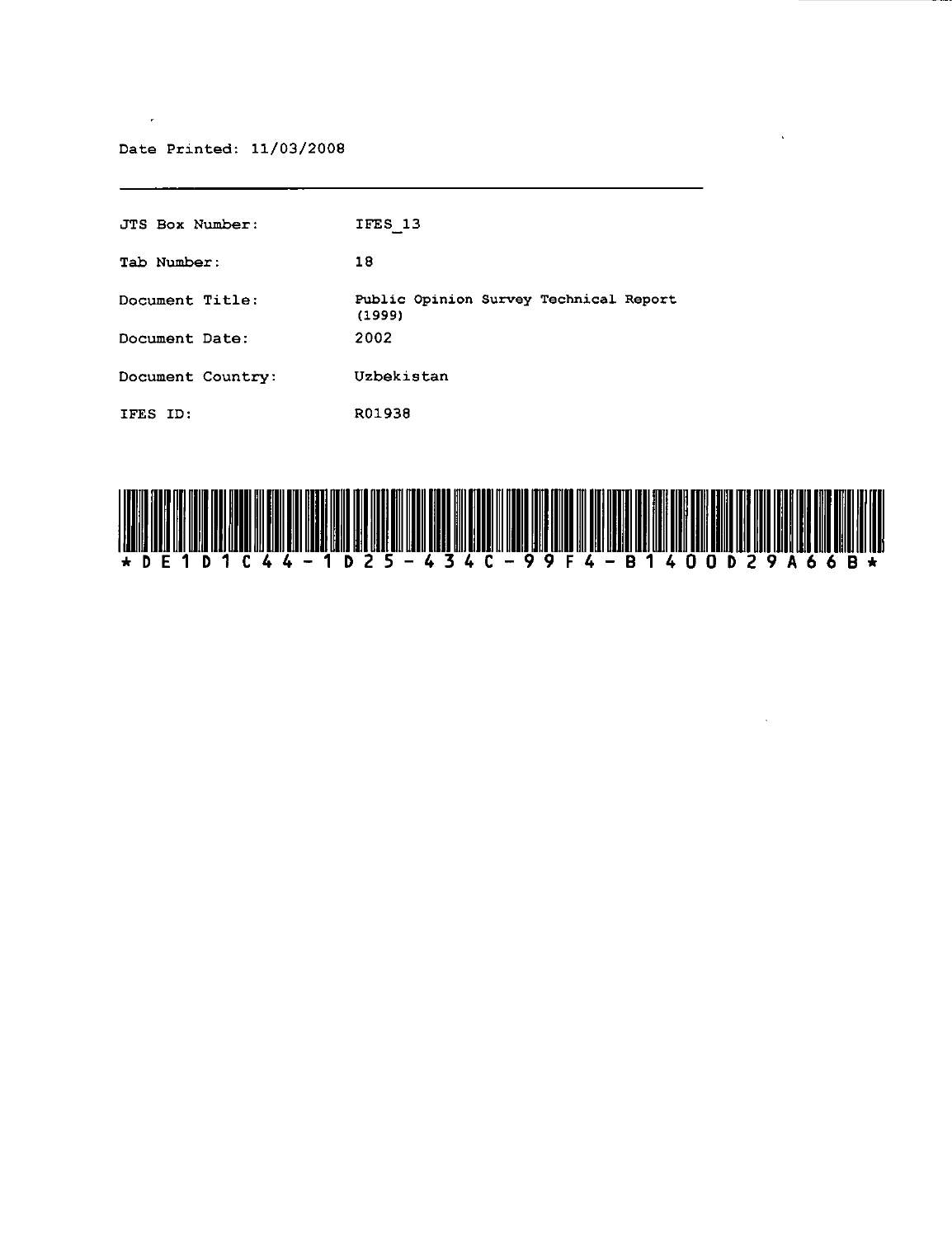Date Printed: 11/03/2008

---

| | |
|---|---|
| JTS Box Number: | IFES_13 |
| Tab Number: | 18 |
| Document Title: | Public Opinion Survey Technical Report (1999) |
| Document Date: | 2002 |
| Document Country: | Uzbekistan |
| IFES ID: | R01938 |

*DE1D1C44-1D25-434C-99F4-B1400D29A66B*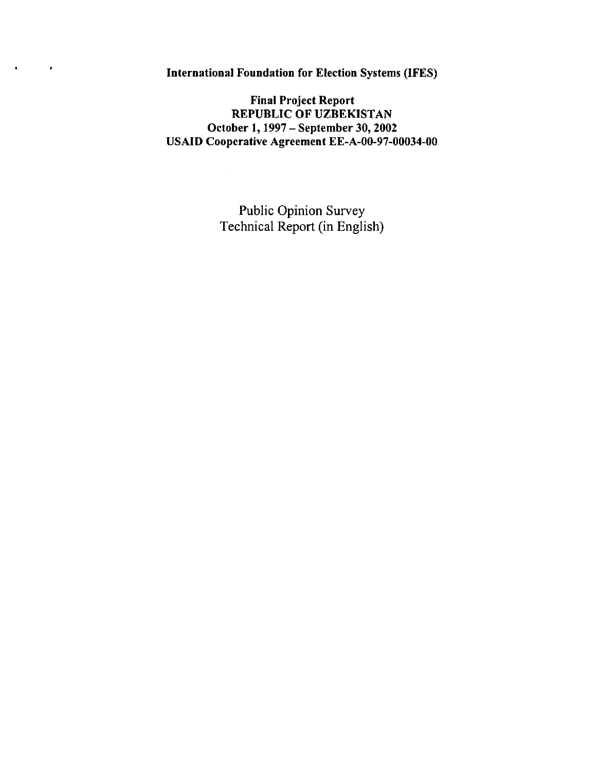**International Foundation for Election Systems (IFES)**

**Final Project Report**
**REPUBLIC OF UZBEKISTAN**
**October 1, 1997 – September 30, 2002**
**USAID Cooperative Agreement EE-A-00-97-00034-00**

Public Opinion Survey
Technical Report (in English)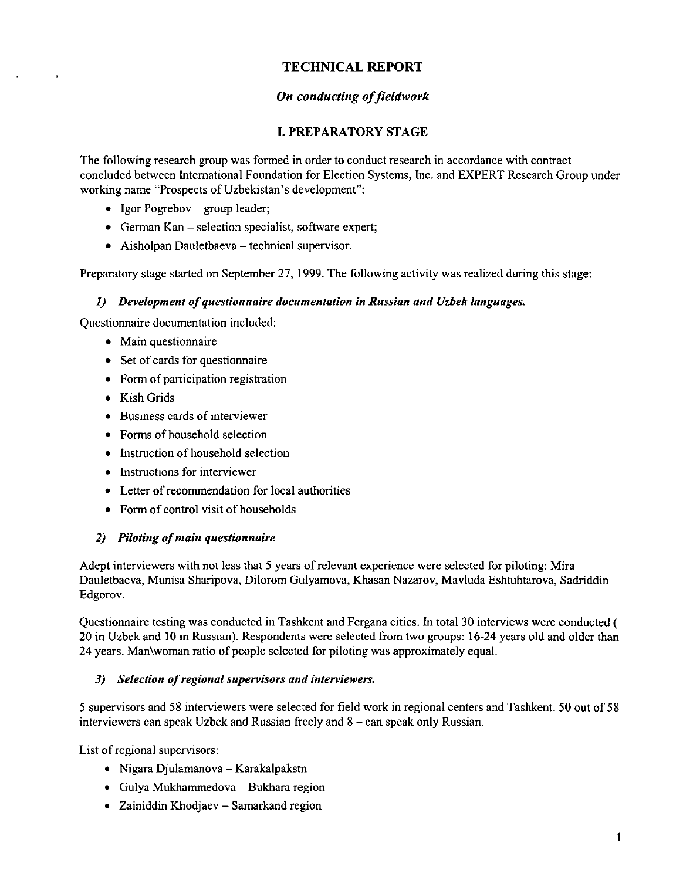# TECHNICAL REPORT

## *On conducting of fieldwork*

### I. PREPARATORY STAGE

The following research group was formed in order to conduct research in accordance with contract concluded between International Foundation for Election Systems, Inc. and EXPERT Research Group under working name "Prospects of Uzbekistan's development":

- Igor Pogrebov – group leader;
- German Kan – selection specialist, software expert;
- Aisholpan Dauletbaeva – technical supervisor.

Preparatory stage started on September 27, 1999. The following activity was realized during this stage:

#### *1) Development of questionnaire documentation in Russian and Uzbek languages.*

Questionnaire documentation included:

- Main questionnaire
- Set of cards for questionnaire
- Form of participation registration
- Kish Grids
- Business cards of interviewer
- Forms of household selection
- Instruction of household selection
- Instructions for interviewer
- Letter of recommendation for local authorities
- Form of control visit of households

#### *2) Piloting of main questionnaire*

Adept interviewers with not less that 5 years of relevant experience were selected for piloting: Mira Dauletbaeva, Munisa Sharipova, Dilorom Gulyamova, Khasan Nazarov, Mavluda Eshtuhtarova, Sadriddin Edgorov.

Questionnaire testing was conducted in Tashkent and Fergana cities. In total 30 interviews were conducted ( 20 in Uzbek and 10 in Russian). Respondents were selected from two groups: 16-24 years old and older than 24 years. Man\woman ratio of people selected for piloting was approximately equal.

#### *3) Selection of regional supervisors and interviewers.*

5 supervisors and 58 interviewers were selected for field work in regional centers and Tashkent. 50 out of 58 interviewers can speak Uzbek and Russian freely and 8 – can speak only Russian.

List of regional supervisors:

- Nigara Djulamanova – Karakalpakstn
- Gulya Mukhammedova – Bukhara region
- Zainiddin Khodjaev – Samarkand region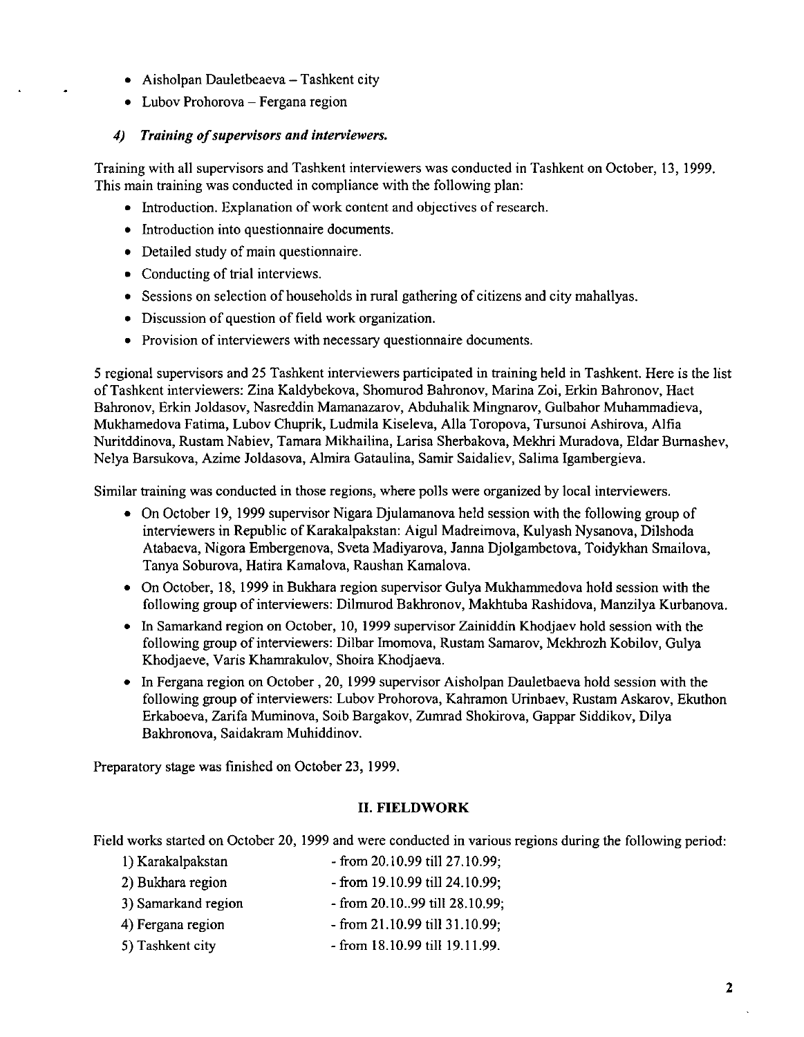- Aisholpan Dauletbeaeva – Tashkent city
- Lubov Prohorova – Fergana region

*4) Training of supervisors and interviewers.*

Training with all supervisors and Tashkent interviewers was conducted in Tashkent on October, 13, 1999. This main training was conducted in compliance with the following plan:

- Introduction. Explanation of work content and objectives of research.
- Introduction into questionnaire documents.
- Detailed study of main questionnaire.
- Conducting of trial interviews.
- Sessions on selection of households in rural gathering of citizens and city mahallyas.
- Discussion of question of field work organization.
- Provision of interviewers with necessary questionnaire documents.

5 regional supervisors and 25 Tashkent interviewers participated in training held in Tashkent. Here is the list of Tashkent interviewers: Zina Kaldybekova, Shomurod Bahronov, Marina Zoi, Erkin Bahronov, Hact Bahronov, Erkin Joldasov, Nasreddin Mamanazarov, Abduhalik Mingnarov, Gulbahor Muhammadieva, Mukhamedova Fatima, Lubov Chuprik, Ludmila Kiseleva, Alla Toropova, Tursunoi Ashirova, Alfia Nuritddinova, Rustam Nabiev, Tamara Mikhailina, Larisa Sherbakova, Mekhri Muradova, Eldar Burnashev, Nelya Barsukova, Azime Joldasova, Almira Gataulina, Samir Saidaliev, Salima Igambergieva.

Similar training was conducted in those regions, where polls were organized by local interviewers.

- On October 19, 1999 supervisor Nigara Djulamanova held session with the following group of interviewers in Republic of Karakalpakstan: Aigul Madreimova, Kulyash Nysanova, Dilshoda Atabaeva, Nigora Embergenova, Sveta Madiyarova, Janna Djolgambetova, Toidykhan Smailova, Tanya Soburova, Hatira Kamalova, Raushan Kamalova.
- On October, 18, 1999 in Bukhara region supervisor Gulya Mukhammedova hold session with the following group of interviewers: Dilmurod Bakhronov, Makhtuba Rashidova, Manzilya Kurbanova.
- In Samarkand region on October, 10, 1999 supervisor Zainiddin Khodjaev hold session with the following group of interviewers: Dilbar Imomova, Rustam Samarov, Mekhrozh Kobilov, Gulya Khodjaeve, Varis Khamrakulov, Shoira Khodjaeva.
- In Fergana region on October , 20, 1999 supervisor Aisholpan Dauletbaeva hold session with the following group of interviewers: Lubov Prohorova, Kahramon Urinbaev, Rustam Askarov, Ekuthon Erkaboeva, Zarifa Muminova, Soib Bargakov, Zumrad Shokirova, Gappar Siddikov, Dilya Bakhronova, Saidakram Muhiddinov.

Preparatory stage was finished on October 23, 1999.

## II. FIELDWORK

Field works started on October 20, 1999 and were conducted in various regions during the following period:

1) Karakalpakstan - from 20.10.99 till 27.10.99;
2) Bukhara region - from 19.10.99 till 24.10.99;
3) Samarkand region - from 20.10..99 till 28.10.99;
4) Fergana region - from 21.10.99 till 31.10.99;
5) Tashkent city - from 18.10.99 till 19.11.99.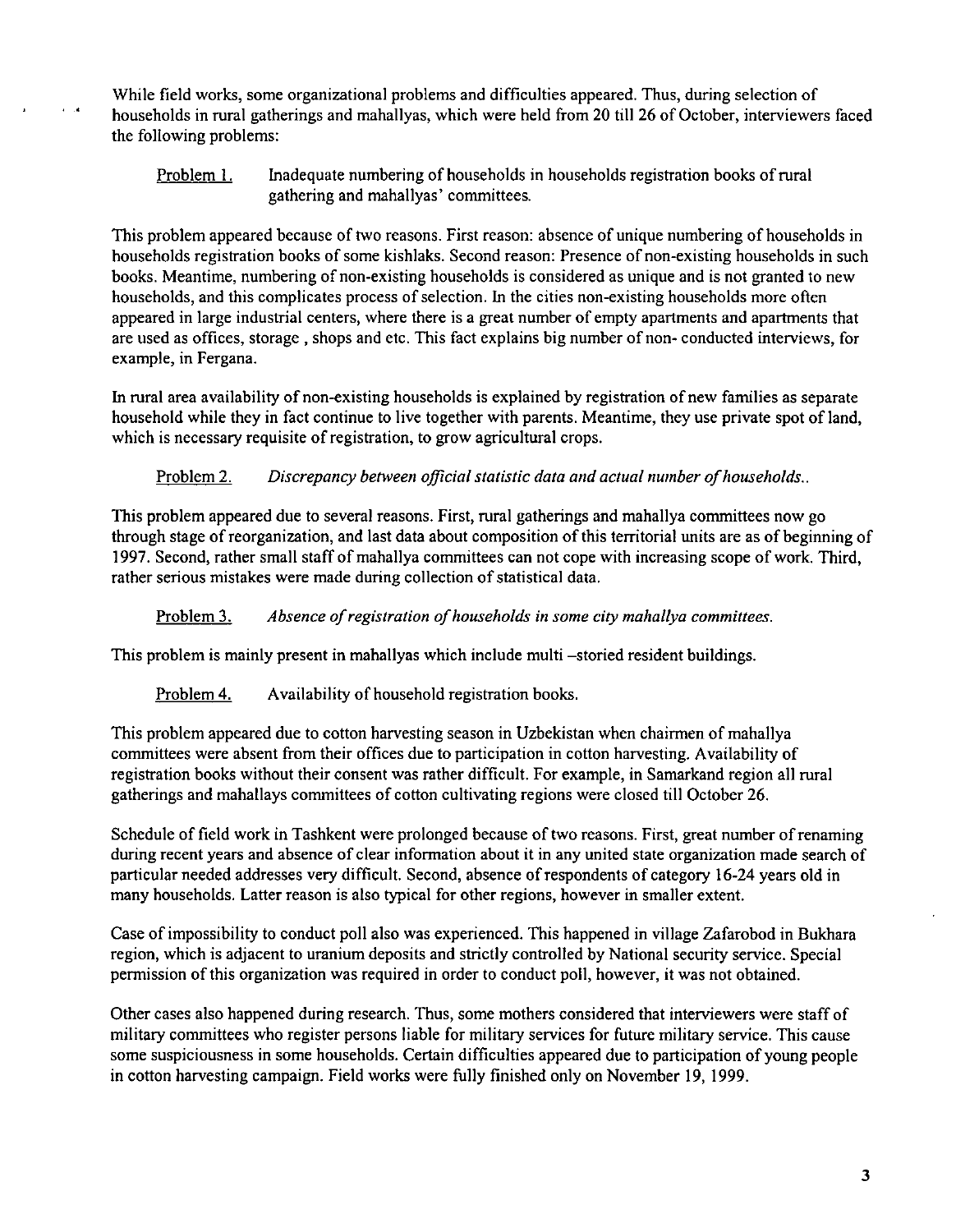While field works, some organizational problems and difficulties appeared. Thus, during selection of households in rural gatherings and mahallyas, which were held from 20 till 26 of October, interviewers faced the following problems:

Problem 1. Inadequate numbering of households in households registration books of rural gathering and mahallyas' committees.

This problem appeared because of two reasons. First reason: absence of unique numbering of households in households registration books of some kishlaks. Second reason: Presence of non-existing households in such books. Meantime, numbering of non-existing households is considered as unique and is not granted to new households, and this complicates process of selection. In the cities non-existing households more often appeared in large industrial centers, where there is a great number of empty apartments and apartments that are used as offices, storage , shops and etc. This fact explains big number of non- conducted interviews, for example, in Fergana.

In rural area availability of non-existing households is explained by registration of new families as separate household while they in fact continue to live together with parents. Meantime, they use private spot of land, which is necessary requisite of registration, to grow agricultural crops.

Problem 2. *Discrepancy between official statistic data and actual number of households..*

This problem appeared due to several reasons. First, rural gatherings and mahallya committees now go through stage of reorganization, and last data about composition of this territorial units are as of beginning of 1997. Second, rather small staff of mahallya committees can not cope with increasing scope of work. Third, rather serious mistakes were made during collection of statistical data.

Problem 3. *Absence of registration of households in some city mahallya committees.*

This problem is mainly present in mahallyas which include multi –storied resident buildings.

Problem 4. Availability of household registration books.

This problem appeared due to cotton harvesting season in Uzbekistan when chairmen of mahallya committees were absent from their offices due to participation in cotton harvesting. Availability of registration books without their consent was rather difficult. For example, in Samarkand region all rural gatherings and mahallays committees of cotton cultivating regions were closed till October 26.

Schedule of field work in Tashkent were prolonged because of two reasons. First, great number of renaming during recent years and absence of clear information about it in any united state organization made search of particular needed addresses very difficult. Second, absence of respondents of category 16-24 years old in many households. Latter reason is also typical for other regions, however in smaller extent.

Case of impossibility to conduct poll also was experienced. This happened in village Zafarobod in Bukhara region, which is adjacent to uranium deposits and strictly controlled by National security service. Special permission of this organization was required in order to conduct poll, however, it was not obtained.

Other cases also happened during research. Thus, some mothers considered that interviewers were staff of military committees who register persons liable for military services for future military service. This cause some suspiciousness in some households. Certain difficulties appeared due to participation of young people in cotton harvesting campaign. Field works were fully finished only on November 19, 1999.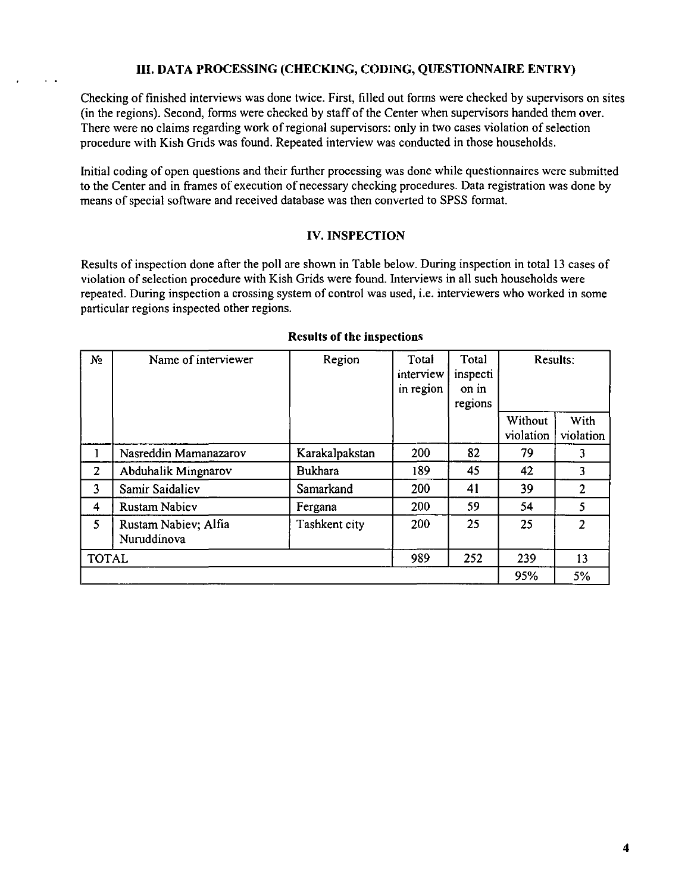## III. DATA PROCESSING (CHECKING, CODING, QUESTIONNAIRE ENTRY)

Checking of finished interviews was done twice. First, filled out forms were checked by supervisors on sites (in the regions). Second, forms were checked by staff of the Center when supervisors handed them over. There were no claims regarding work of regional supervisors: only in two cases violation of selection procedure with Kish Grids was found. Repeated interview was conducted in those households.

Initial coding of open questions and their further processing was done while questionnaires were submitted to the Center and in frames of execution of necessary checking procedures. Data registration was done by means of special software and received database was then converted to SPSS format.

## IV. INSPECTION

Results of inspection done after the poll are shown in Table below. During inspection in total 13 cases of violation of selection procedure with Kish Grids were found. Interviews in all such households were repeated. During inspection a crossing system of control was used, i.e. interviewers who worked in some particular regions inspected other regions.

**Results of the inspections**

| № | Name of interviewer | Region | Total interview in region | Total inspection in regions | Results: | |
|---|---|---|---|---|---|---|
| | | | | | Without violation | With violation |
| 1 | Nasreddin Mamanazarov | Karakalpakstan | 200 | 82 | 79 | 3 |
| 2 | Abduhalik Mingnarov | Bukhara | 189 | 45 | 42 | 3 |
| 3 | Samir Saidaliev | Samarkand | 200 | 41 | 39 | 2 |
| 4 | Rustam Nabiev | Fergana | 200 | 59 | 54 | 5 |
| 5 | Rustam Nabiev; Alfia Nuruddinova | Tashkent city | 200 | 25 | 25 | 2 |
| TOTAL | | | 989 | 252 | 239 | 13 |
| | | | | | 95% | 5% |